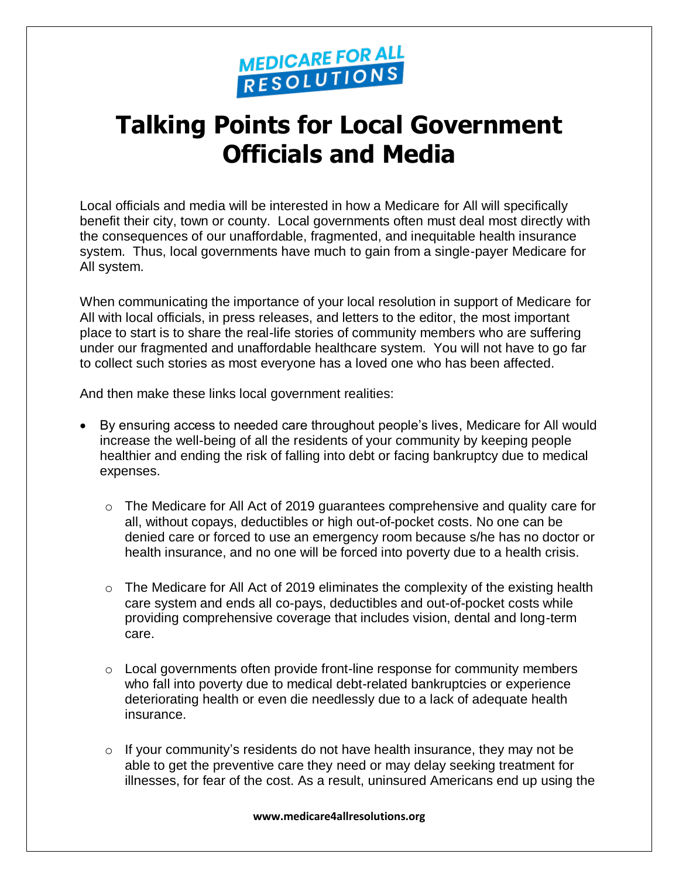MEDICARE FOR ALL RESOLUTIONS

# Talking Points for Local Government Officials and Media

Local officials and media will be interested in how a Medicare for All will specifically benefit their city, town or county. Local governments often must deal most directly with the consequences of our unaffordable, fragmented, and inequitable health insurance system. Thus, local governments have much to gain from a single-payer Medicare for All system.

When communicating the importance of your local resolution in support of Medicare for All with local officials, in press releases, and letters to the editor, the most important place to start is to share the real-life stories of community members who are suffering under our fragmented and unaffordable healthcare system. You will not have to go far to collect such stories as most everyone has a loved one who has been affected.

And then make these links local government realities:

- By ensuring access to needed care throughout people's lives, Medicare for All would increase the well-being of all the residents of your community by keeping people healthier and ending the risk of falling into debt or facing bankruptcy due to medical expenses.
  - The Medicare for All Act of 2019 guarantees comprehensive and quality care for all, without copays, deductibles or high out-of-pocket costs. No one can be denied care or forced to use an emergency room because s/he has no doctor or health insurance, and no one will be forced into poverty due to a health crisis.
  - The Medicare for All Act of 2019 eliminates the complexity of the existing health care system and ends all co-pays, deductibles and out-of-pocket costs while providing comprehensive coverage that includes vision, dental and long-term care.
  - Local governments often provide front-line response for community members who fall into poverty due to medical debt-related bankruptcies or experience deteriorating health or even die needlessly due to a lack of adequate health insurance.
  - If your community's residents do not have health insurance, they may not be able to get the preventive care they need or may delay seeking treatment for illnesses, for fear of the cost. As a result, uninsured Americans end up using the

www.medicare4allresolutions.org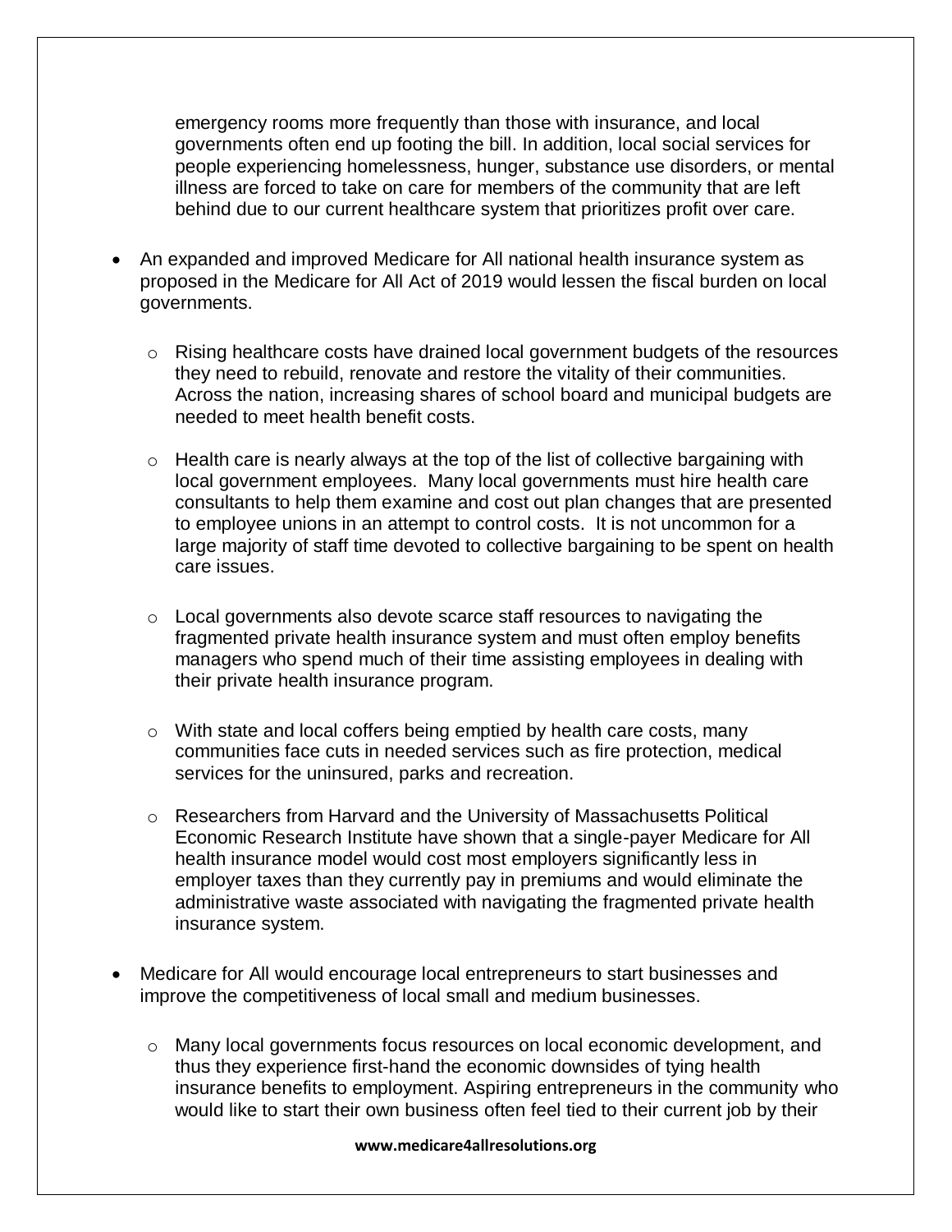emergency rooms more frequently than those with insurance, and local governments often end up footing the bill. In addition, local social services for people experiencing homelessness, hunger, substance use disorders, or mental illness are forced to take on care for members of the community that are left behind due to our current healthcare system that prioritizes profit over care.

- An expanded and improved Medicare for All national health insurance system as proposed in the Medicare for All Act of 2019 would lessen the fiscal burden on local governments.
  - Rising healthcare costs have drained local government budgets of the resources they need to rebuild, renovate and restore the vitality of their communities. Across the nation, increasing shares of school board and municipal budgets are needed to meet health benefit costs.
  - Health care is nearly always at the top of the list of collective bargaining with local government employees. Many local governments must hire health care consultants to help them examine and cost out plan changes that are presented to employee unions in an attempt to control costs. It is not uncommon for a large majority of staff time devoted to collective bargaining to be spent on health care issues.
  - Local governments also devote scarce staff resources to navigating the fragmented private health insurance system and must often employ benefits managers who spend much of their time assisting employees in dealing with their private health insurance program.
  - With state and local coffers being emptied by health care costs, many communities face cuts in needed services such as fire protection, medical services for the uninsured, parks and recreation.
  - Researchers from Harvard and the University of Massachusetts Political Economic Research Institute have shown that a single-payer Medicare for All health insurance model would cost most employers significantly less in employer taxes than they currently pay in premiums and would eliminate the administrative waste associated with navigating the fragmented private health insurance system.
- Medicare for All would encourage local entrepreneurs to start businesses and improve the competitiveness of local small and medium businesses.
  - Many local governments focus resources on local economic development, and thus they experience first-hand the economic downsides of tying health insurance benefits to employment. Aspiring entrepreneurs in the community who would like to start their own business often feel tied to their current job by their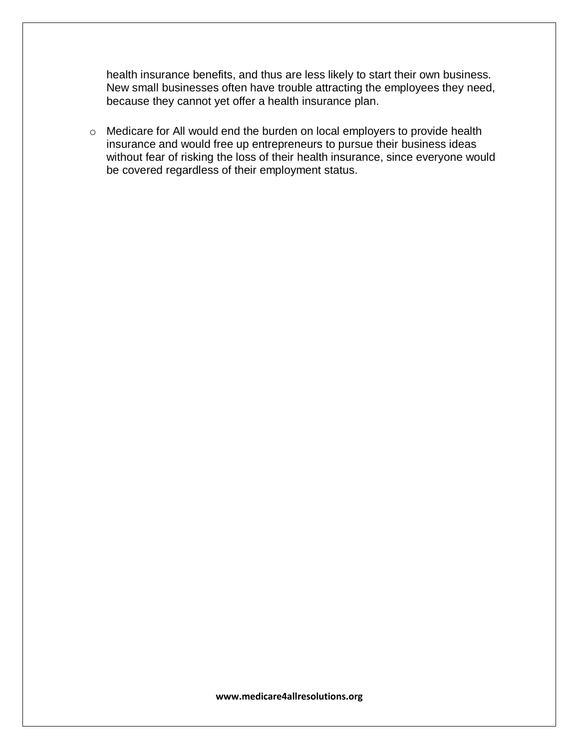health insurance benefits, and thus are less likely to start their own business. New small businesses often have trouble attracting the employees they need, because they cannot yet offer a health insurance plan.

- Medicare for All would end the burden on local employers to provide health insurance and would free up entrepreneurs to pursue their business ideas without fear of risking the loss of their health insurance, since everyone would be covered regardless of their employment status.